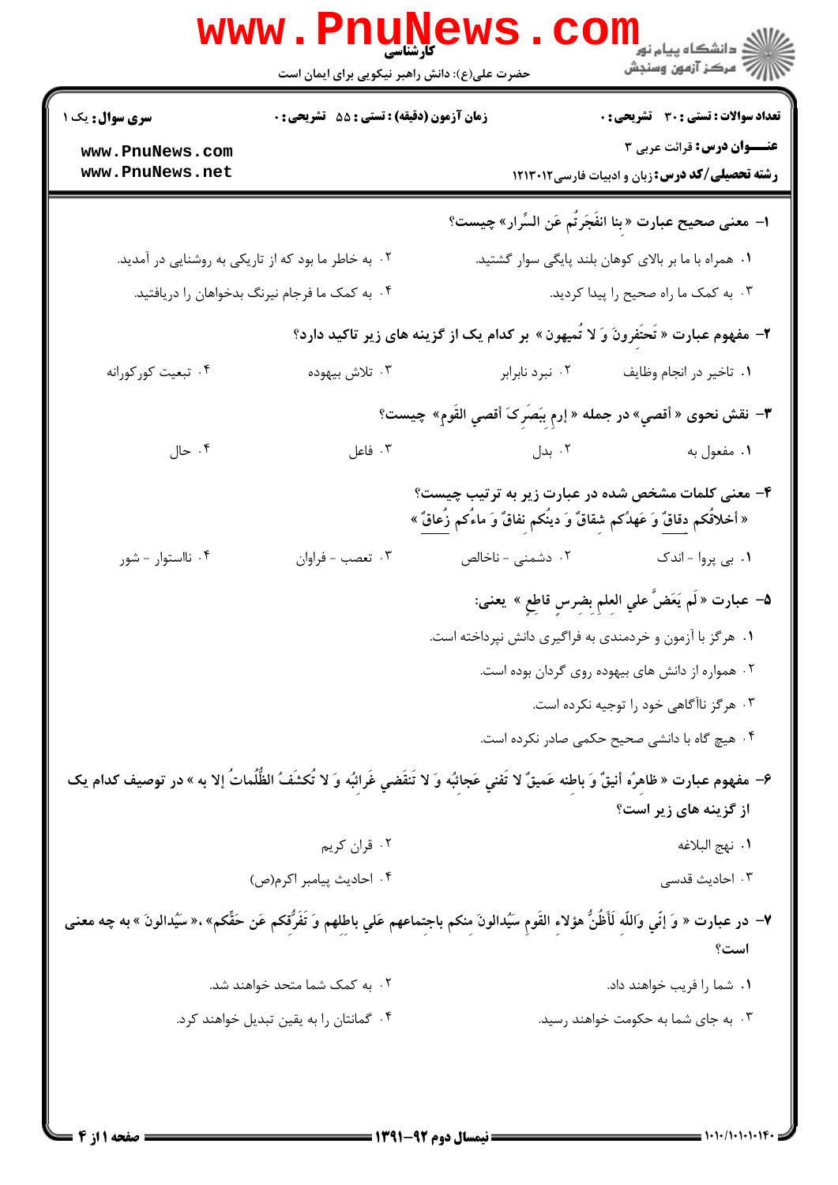کارشناسی

حضرت علی(ع): دانش راهبر نیکویی برای ایمان است

دانشگاه پیام نور
مرکز آزمون وسنجش

**تعداد سوالات : تستی : ۳۰ تشریحی : ۰** | **زمان آزمون (دقیقه) : تستی : ۵۵ تشریحی : ۰** | **سری سوال : یک ۱**

**عنـــوان درس:** قرائت عربی ۳

**رشته تحصیلی/کد درس:** زبان و ادبیات فارسی ۱۲۱۳۰۱۲

---

**۱- معنی صحیح عبارت « بنا انفَجَرتُم عَن السِّرار» چیست؟**

۱. همراه با ما بر بالای کوهان بلند پایگی سوار گشتید.

۲. به خاطر ما بود که از تاریکی به روشنایی در آمدید.

۳. به کمک ما راه صحیح را پیدا کردید.

۴. به کمک ما فرجام نیرنگ بدخواهان را دریافتید.

**۲- مفهوم عبارت « تَحتَفِرونَ وَ لا تُمیهون » بر کدام یک از گزینه های زیر تاکید دارد؟**

۱. تاخیر در انجام وظایف

۲. نبرد نابرابر

۳. تلاش بیهوده

۴. تبعیت کورکورانه

**۳- نقش نحوی « أقصي» در جمله « إرمِ بِبَصَرِکَ أقصي القَومِ» چیست؟**

۱. مفعول به

۲. بدل

۳. فاعل

۴. حال

**۴- معنی کلمات مشخص شده در عبارت زیر به ترتیب چیست؟**

« أخلاقُکم دقاقٌ وَ عَهدُکم شِقاقٌ وَ دینُکم نِفاقٌ وَ ماءُکم زُعاقٌ »

۱. بی پروا - اندک

۲. دشمنی - ناخالص

۳. تعصب - فراوان

۴. ناستوار - شور

**۵- عبارت « لَم یَعَضَّ علي العلمِ بِضِرسٍ قاطعٍ » یعنی:**

۱. هرگز با آزمون و خردمندی به فراگیری دانش نپرداخته است.

۲. همواره از دانش های بیهوده روی گردان بوده است.

۳. هرگز ناآگاهی خود را توجیه نکرده است.

۴. هیچ گاه با دانشی صحیح حکمی صادر نکرده است.

**۶- مفهوم عبارت « ظاهرُه أنیقٌ وَ باطنه عَمیقٌ لا تَفني عَجائبُه وَ لا تَنقَضي غَرائبُه وَ لا تُکشَفُ الظُّلُماتُ إلا به » در توصیف کدام یک از گزینه های زیر است؟**

۱. نهج البلاغه

۲. قران کریم

۳. احادیث قدسی

۴. احادیث پیامبر اکرم(ص)

**۷- در عبارت « وَ إنّي وَاللّه لَأَظُنُّ هؤلاءِ القَومِ سَیُدالونَ منکم باجتِماعهم عَلي باطِلهم وَ تَفَرُّقِکم عَن حَقِّکم» ،« سَیُدالونَ » به چه معنی است؟**

۱. شما را فریب خواهند داد.

۲. به کمک شما متحد خواهند شد.

۳. به جای شما به حکومت خواهند رسید.

۴. گمانتان را به یقین تبدیل خواهند کرد.

نیمسال دوم ۹۲-۱۳۹۱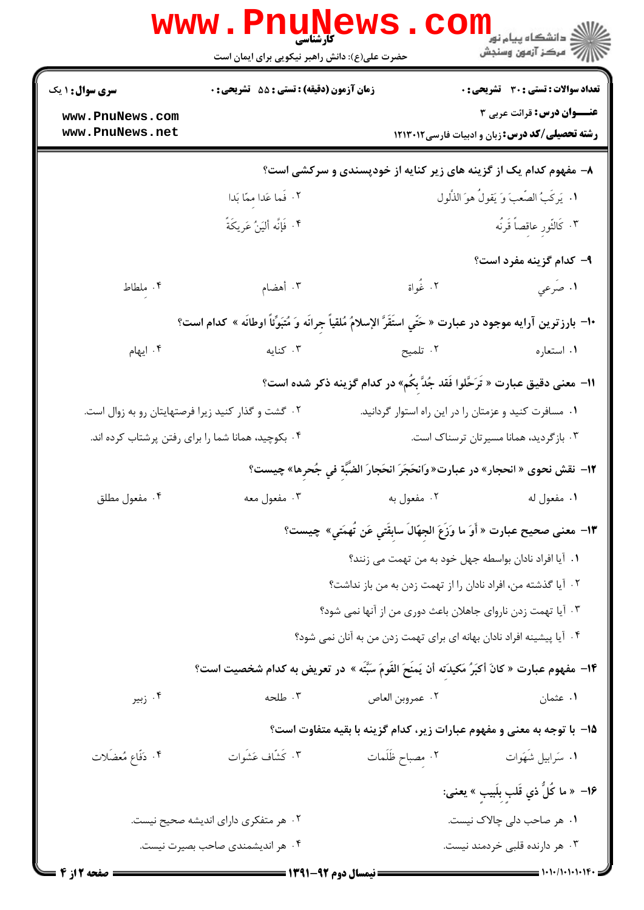۸- مفهوم کدام یک از گزینه های زیر کنایه از خودپسندی و سرکشی است؟

۱. یَرکَبُ الصَّعبَ وَ یَقولُ هوَ الذَّلول

۲. فَما عَدا ممّا بَدا

۳. كَالثَّورِ عاقِصاً قَرنُه

۴. فَإنَّه أليَنُ عَريكَةً

۹- کدام گزینه مفرد است؟

۱. صَرعي

۲. غُواة

۳. أهضام

۴. ملطاط

۱۰- بارزترین آرایه موجود در عبارت « حَتّى استَقَرَّ الإسلامُ مُلقياً جِرانَه وَ مُتَبَوِّئاً اوطانَه » کدام است؟

۱. استعاره

۲. تلمیح

۳. کنایه

۴. ایهام

۱۱- معنی دقیق عبارت « تَرَحَّلوا فَقَد جُدَّ بِكُم» در کدام گزینه ذکر شده است؟

۱. مسافرت کنید و عزمتان را در این راه استوار گردانید.

۲. گشت و گذار کنید زیرا فرصتهایتان رو به زوال است.

۳. بازگردید، همانا مسیرتان ترسناک است.

۴. بکوچید، همانا شما را برای رفتن پرشتاب کرده اند.

۱۲- نقش نحوی « انحجار» در عبارت«وَانحَجَرَ انحَجارَ الضَّبَّةِ في جُحرِها» چیست؟

۱. مفعول له

۲. مفعول به

۳. مفعول معه

۴. مفعول مطلق

۱۳- معنی صحیح عبارت « أوَ ما وَزَعَ الجهّالَ سابِقَتي عَن تُهمَتي» چیست؟

۱. آیا افراد نادان بواسطه جهل خود به من تهمت می زنند؟

۲. آیا گذشته من، افراد نادان را از تهمت زدن به من باز نداشت؟

۳. آیا تهمت زدن ناروای جاهلان باعث دوری من از آنها نمی شود؟

۴. آیا پیشینه افراد نادان بهانه ای برای تهمت زدن من به آنان نمی شود؟

۱۴- مفهوم عبارت « كانَ أكبَرُ مَكيدَتِه أن يَمنَحَ القَومَ سَبَّتَه » در تعریض به کدام شخصیت است؟

۱. عثمان

۲. عمروبن العاص

۳. طلحه

۴. زبیر

۱۵- با توجه به معنی و مفهوم عبارات زیر، کدام گزینه با بقیه متفاوت است؟

۱. سَرابيلِ شَهَوات

۲. مِصباحِ ظَلَمات

۳. كَشّافِ عَشَوات

۴. دَفّاعِ مُعضَلات

۱۶- « ما كُلُّ ذي قَلبٍ بِلَبيبٍ » یعنی:

۱. هر صاحب دلی چالاک نیست.

۲. هر متفکری دارای اندیشه صحیح نیست.

۳. هر دارنده قلبی خردمند نیست.

۴. هر اندیشمندی صاحب بصیرت نیست.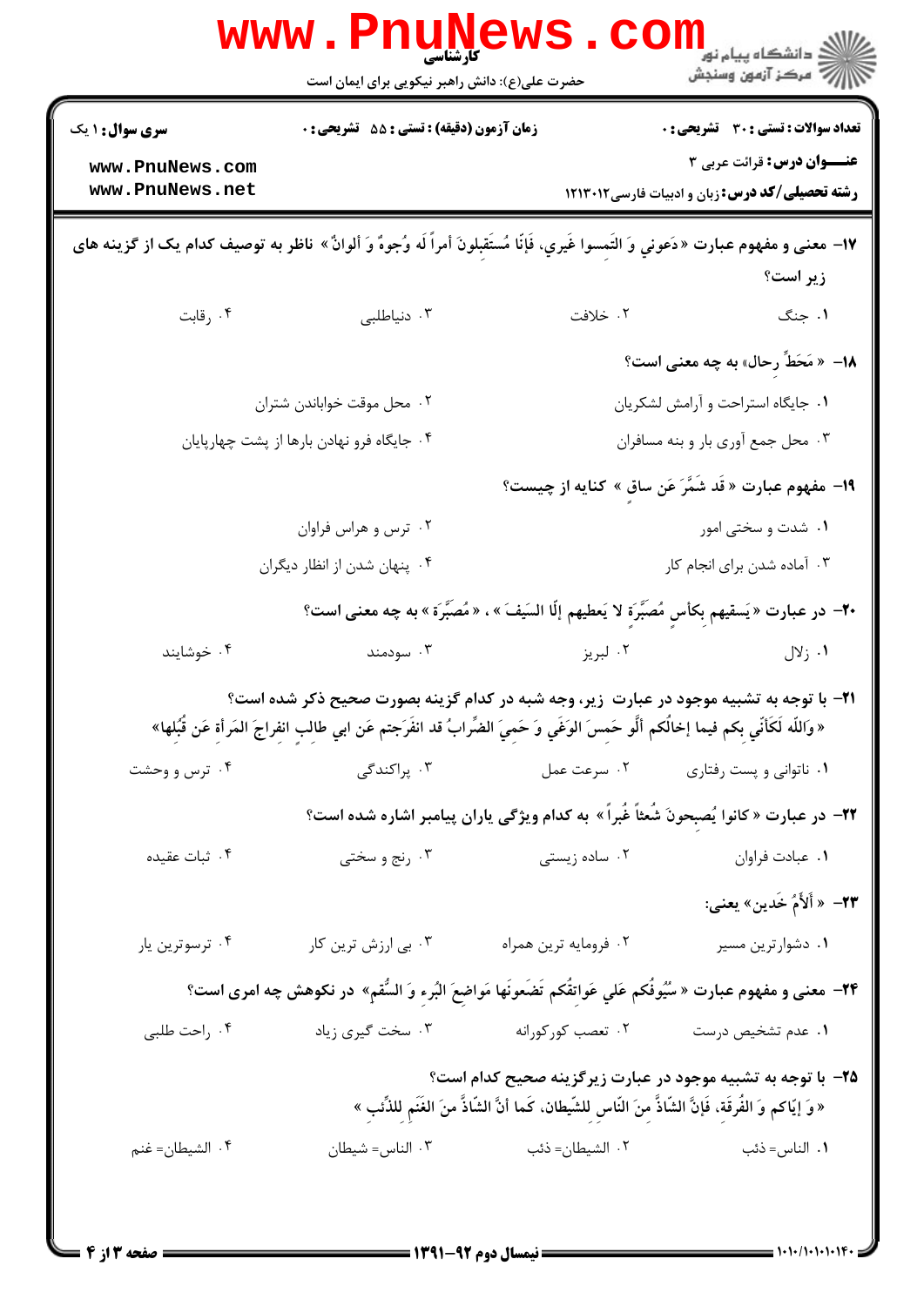۱۷- معنی و مفهوم عبارت «دَعوني وَ التَمسوا غَيري، فَإنّا مُستَقبِلونَ أمراً لَه وُجوهٌ وَ ألوانٌ» ناظر به توصیف کدام یک از گزینه های زیر است؟

۱. جنگ
۲. خلافت
۳. دنیاطلبی
۴. رقابت

۱۸- «مَحَطِّ رِحال» به چه معنی است؟

۱. جایگاه استراحت و آرامش لشکریان
۲. محل موقت خواباندن شتران
۳. محل جمع آوری بار و بنه مسافران
۴. جایگاه فرو نهادن بارها از پشت چهارپایان

۱۹- مفهوم عبارت «قَد شَمَّرَ عَن ساقٍ» کنایه از چیست؟

۱. شدت و سختی امور
۲. ترس و هراس فراوان
۳. آماده شدن برای انجام کار
۴. پنهان شدن از انظار دیگران

۲۰- در عبارت «يَسقيهِم بِكأسٍ مُصَبَّرَةٍ لا يَعطيهِم إلّا السَيفَ»، «مُصَبَّرَة» به چه معنی است؟

۱. زلال
۲. لبریز
۳. سودمند
۴. خوشایند

۲۱- با توجه به تشبیه موجود در عبارت زیر، وجه شبه در کدام گزینه بصورت صحیح ذکر شده است؟

«وَاللّه لَكَأنّي بِكم فيما إخالُكم ألَّو حَمِسَ الوَغَي وَ حَمِيَ الضِّرابُ قد انفَرَجتم عَن ابي طالبِ انفراجَ المَرأة عَن قُبُلها»

۱. ناتوانی و پست رفتاری
۲. سرعت عمل
۳. پراکندگی
۴. ترس و وحشت

۲۲- در عبارت «كانوا يُصبِحونَ شُعثاً غُبراً» به کدام ویژگی یاران پیامبر اشاره شده است؟

۱. عبادت فراوان
۲. ساده زیستی
۳. رنج و سختی
۴. ثبات عقیده

۲۳- «ألأمُ خَدين» یعنی:

۱. دشوارترین مسیر
۲. فرومایه ترین همراه
۳. بی ارزش ترین کار
۴. ترسوترین یار

۲۴- معنی و مفهوم عبارت «سُيُوفُكم عَلي عَواتِقُكم تَضَعونَها مَواضِعَ البُرءِ وَ السُّقمِ» در نکوهش چه امری است؟

۱. عدم تشخیص درست
۲. تعصب کورکورانه
۳. سخت گیری زیاد
۴. راحت طلبی

۲۵- با توجه به تشبیه موجود در عبارت زیرگزینه صحیح کدام است؟

«وَ إيّاكم وَ الفُرقَة، فَإنَّ الشّاذَّ مِنَ النّاسِ لِلشّيطان، كَما أنَّ الشّاذَّ مِنَ الغَنَمِ لِلذِّئب»

۱. الناس= ذئب
۲. الشیطان= ذئب
۳. الناس= شیطان
۴. الشیطان= غنم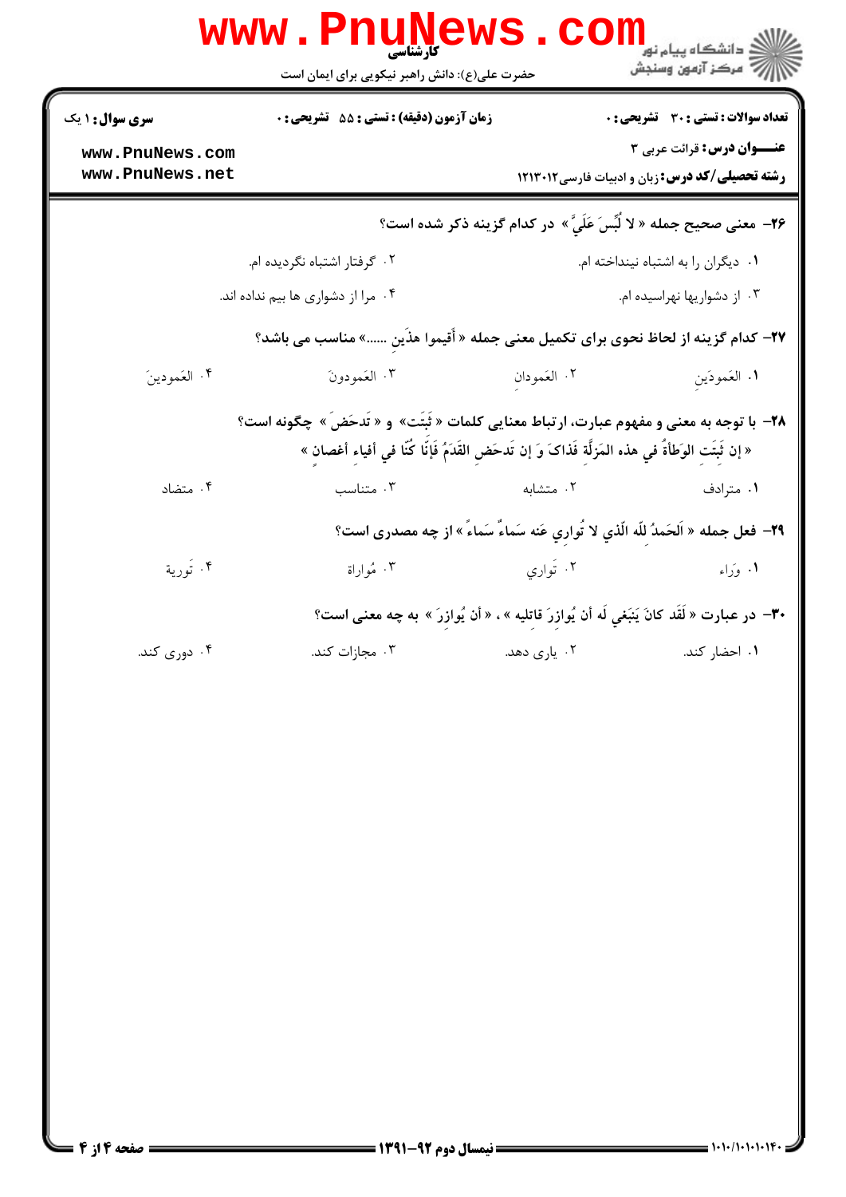۲۶- معنی صحیح جمله « لا لُبِّسَ عَلَيَّ » در کدام گزینه ذکر شده است؟

۱. دیگران را به اشتباه نینداخته ام.
۲. گرفتار اشتباه نگردیده ام.
۳. از دشواریها نهراسیده ام.
۴. مرا از دشواری ها بیم نداده اند.

۲۷- کدام گزینه از لحاظ نحوی برای تکمیل معنی جمله « أَقيموا هذَين ......» مناسب می باشد؟

۱. العَمودَين
۲. العَمودان
۳. العَمودونَ
۴. العَمودينَ

۲۸- با توجه به معنی و مفهوم عبارت، ارتباط معنایی کلمات « ثَبَتَت» و « تَدحَضَ» چگونه است؟

« إن ثَبَتَت الوَطأةُ في هذه المَزَلَّة فَذاكَ وَ إن تَدحَضِ القَدَمُ فَإنّا كُنّا في أفياء أغصان »

۱. مترادف
۲. متشابه
۳. متناسب
۴. متضاد

۲۹- فعل جمله « اَلحَمدُ للّه الّذي لا تُواري عَنه سَماءٌ سَماءً » از چه مصدری است؟

۱. وَراء
۲. تَواري
۳. مُواراة
۴. تَورية

۳۰- در عبارت « لَقَد كانَ يَنبَغي لَه أن يُوازِرَ قاتليه » ، « أن يُوازِرَ » به چه معنی است؟

۱. احضار کند.
۲. یاری دهد.
۳. مجازات کند.
۴. دوری کند.